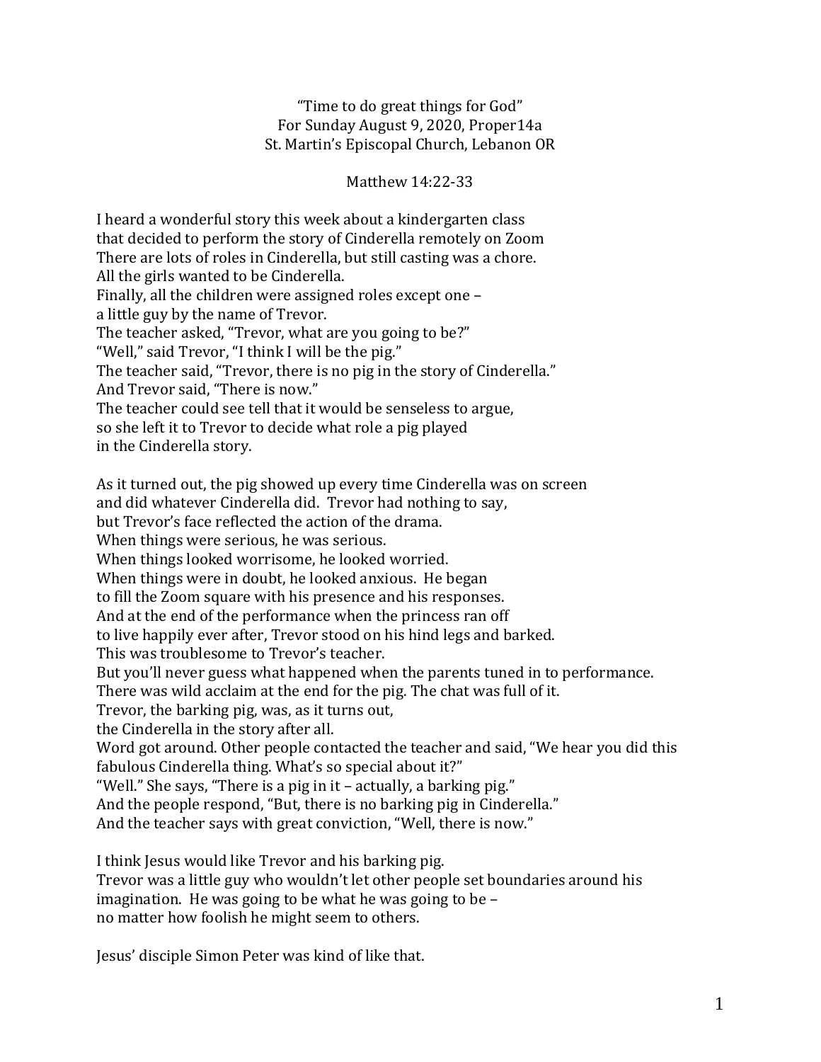"Time to do great things for God"
For Sunday August 9, 2020, Proper14a
St. Martin's Episcopal Church, Lebanon OR

Matthew 14:22-33

I heard a wonderful story this week about a kindergarten class
that decided to perform the story of Cinderella remotely on Zoom
There are lots of roles in Cinderella, but still casting was a chore.
All the girls wanted to be Cinderella.
Finally, all the children were assigned roles except one –
a little guy by the name of Trevor.
The teacher asked, "Trevor, what are you going to be?"
"Well," said Trevor, "I think I will be the pig."
The teacher said, "Trevor, there is no pig in the story of Cinderella."
And Trevor said, "There is now."
The teacher could see tell that it would be senseless to argue,
so she left it to Trevor to decide what role a pig played
in the Cinderella story.

As it turned out, the pig showed up every time Cinderella was on screen
and did whatever Cinderella did. Trevor had nothing to say,
but Trevor's face reflected the action of the drama.
When things were serious, he was serious.
When things looked worrisome, he looked worried.
When things were in doubt, he looked anxious. He began
to fill the Zoom square with his presence and his responses.
And at the end of the performance when the princess ran off
to live happily ever after, Trevor stood on his hind legs and barked.
This was troublesome to Trevor's teacher.
But you'll never guess what happened when the parents tuned in to performance.
There was wild acclaim at the end for the pig. The chat was full of it.
Trevor, the barking pig, was, as it turns out,
the Cinderella in the story after all.
Word got around. Other people contacted the teacher and said, "We hear you did this
fabulous Cinderella thing. What's so special about it?"
"Well." She says, "There is a pig in it – actually, a barking pig."
And the people respond, "But, there is no barking pig in Cinderella."
And the teacher says with great conviction, "Well, there is now."

I think Jesus would like Trevor and his barking pig.
Trevor was a little guy who wouldn't let other people set boundaries around his
imagination. He was going to be what he was going to be –
no matter how foolish he might seem to others.

Jesus' disciple Simon Peter was kind of like that.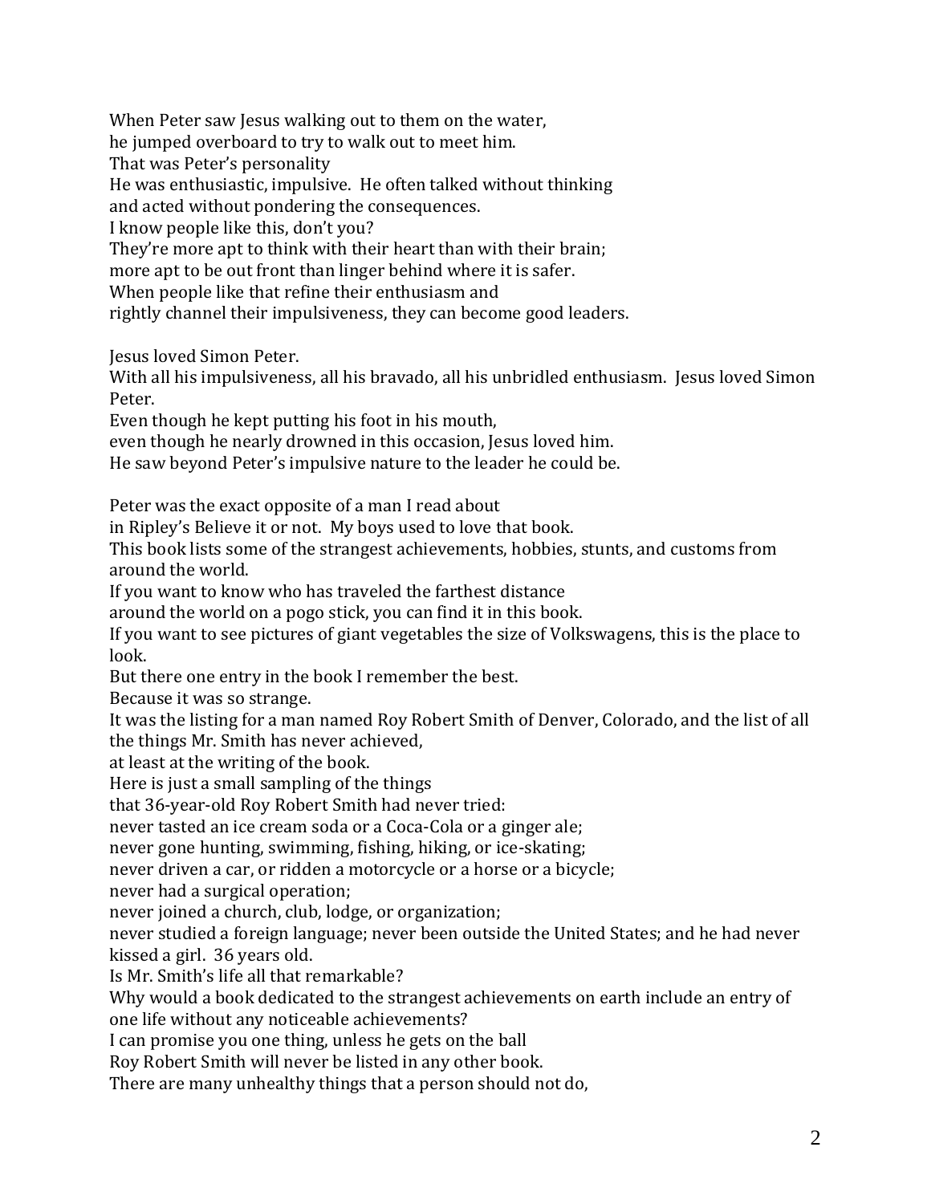When Peter saw Jesus walking out to them on the water,
he jumped overboard to try to walk out to meet him.
That was Peter's personality
He was enthusiastic, impulsive. He often talked without thinking
and acted without pondering the consequences.
I know people like this, don't you?
They're more apt to think with their heart than with their brain;
more apt to be out front than linger behind where it is safer.
When people like that refine their enthusiasm and
rightly channel their impulsiveness, they can become good leaders.

Jesus loved Simon Peter.
With all his impulsiveness, all his bravado, all his unbridled enthusiasm. Jesus loved Simon Peter.
Even though he kept putting his foot in his mouth,
even though he nearly drowned in this occasion, Jesus loved him.
He saw beyond Peter's impulsive nature to the leader he could be.

Peter was the exact opposite of a man I read about
in Ripley's Believe it or not. My boys used to love that book.
This book lists some of the strangest achievements, hobbies, stunts, and customs from around the world.
If you want to know who has traveled the farthest distance
around the world on a pogo stick, you can find it in this book.
If you want to see pictures of giant vegetables the size of Volkswagens, this is the place to look.
But there one entry in the book I remember the best.
Because it was so strange.
It was the listing for a man named Roy Robert Smith of Denver, Colorado, and the list of all the things Mr. Smith has never achieved,
at least at the writing of the book.
Here is just a small sampling of the things
that 36-year-old Roy Robert Smith had never tried:
never tasted an ice cream soda or a Coca-Cola or a ginger ale;
never gone hunting, swimming, fishing, hiking, or ice-skating;
never driven a car, or ridden a motorcycle or a horse or a bicycle;
never had a surgical operation;
never joined a church, club, lodge, or organization;
never studied a foreign language; never been outside the United States; and he had never kissed a girl. 36 years old.
Is Mr. Smith's life all that remarkable?
Why would a book dedicated to the strangest achievements on earth include an entry of one life without any noticeable achievements?
I can promise you one thing, unless he gets on the ball
Roy Robert Smith will never be listed in any other book.
There are many unhealthy things that a person should not do,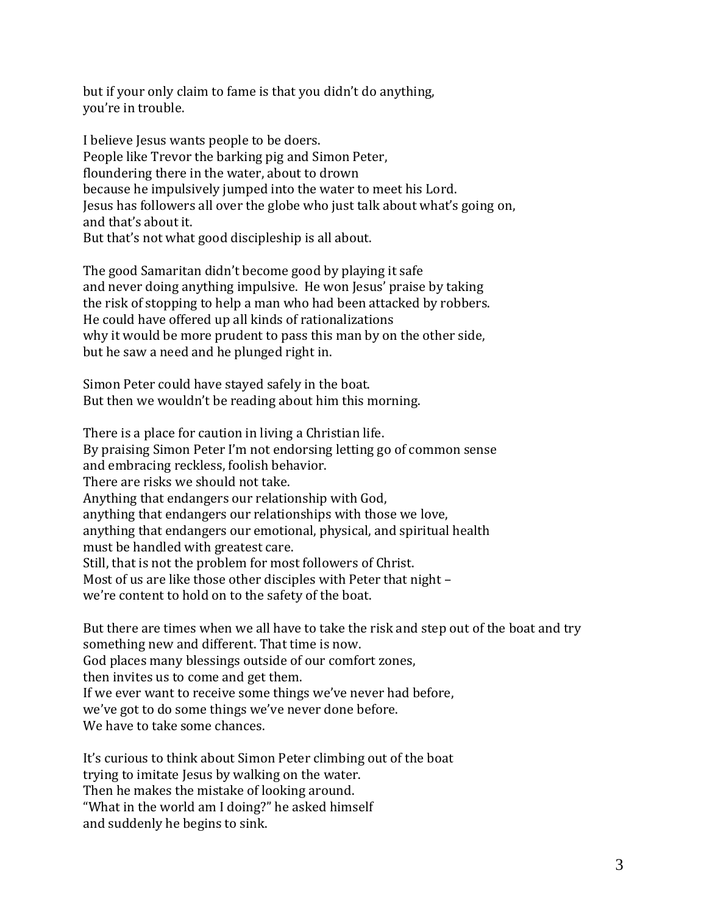but if your only claim to fame is that you didn't do anything,
you're in trouble.

I believe Jesus wants people to be doers.
People like Trevor the barking pig and Simon Peter,
floundering there in the water, about to drown
because he impulsively jumped into the water to meet his Lord.
Jesus has followers all over the globe who just talk about what's going on,
and that's about it.
But that's not what good discipleship is all about.

The good Samaritan didn't become good by playing it safe
and never doing anything impulsive. He won Jesus' praise by taking
the risk of stopping to help a man who had been attacked by robbers.
He could have offered up all kinds of rationalizations
why it would be more prudent to pass this man by on the other side,
but he saw a need and he plunged right in.

Simon Peter could have stayed safely in the boat.
But then we wouldn't be reading about him this morning.

There is a place for caution in living a Christian life.
By praising Simon Peter I'm not endorsing letting go of common sense
and embracing reckless, foolish behavior.
There are risks we should not take.
Anything that endangers our relationship with God,
anything that endangers our relationships with those we love,
anything that endangers our emotional, physical, and spiritual health
must be handled with greatest care.
Still, that is not the problem for most followers of Christ.
Most of us are like those other disciples with Peter that night –
we're content to hold on to the safety of the boat.

But there are times when we all have to take the risk and step out of the boat and try
something new and different. That time is now.
God places many blessings outside of our comfort zones,
then invites us to come and get them.
If we ever want to receive some things we've never had before,
we've got to do some things we've never done before.
We have to take some chances.

It's curious to think about Simon Peter climbing out of the boat
trying to imitate Jesus by walking on the water.
Then he makes the mistake of looking around.
"What in the world am I doing?" he asked himself
and suddenly he begins to sink.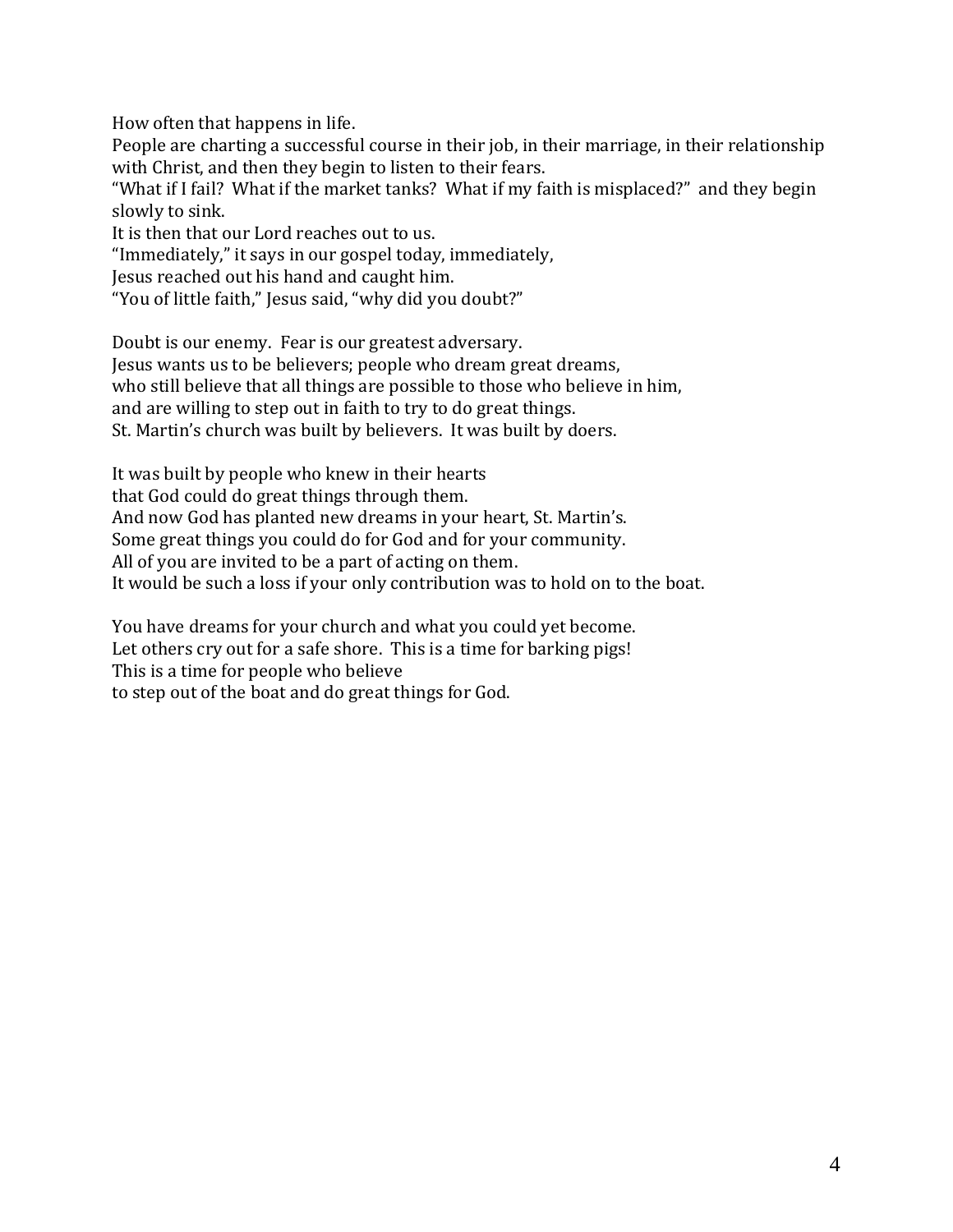How often that happens in life.
People are charting a successful course in their job, in their marriage, in their relationship with Christ, and then they begin to listen to their fears.
"What if I fail? What if the market tanks? What if my faith is misplaced?" and they begin slowly to sink.
It is then that our Lord reaches out to us.
"Immediately," it says in our gospel today, immediately,
Jesus reached out his hand and caught him.
"You of little faith," Jesus said, "why did you doubt?"

Doubt is our enemy. Fear is our greatest adversary.
Jesus wants us to be believers; people who dream great dreams,
who still believe that all things are possible to those who believe in him,
and are willing to step out in faith to try to do great things.
St. Martin's church was built by believers. It was built by doers.

It was built by people who knew in their hearts
that God could do great things through them.
And now God has planted new dreams in your heart, St. Martin's.
Some great things you could do for God and for your community.
All of you are invited to be a part of acting on them.
It would be such a loss if your only contribution was to hold on to the boat.

You have dreams for your church and what you could yet become.
Let others cry out for a safe shore. This is a time for barking pigs!
This is a time for people who believe
to step out of the boat and do great things for God.